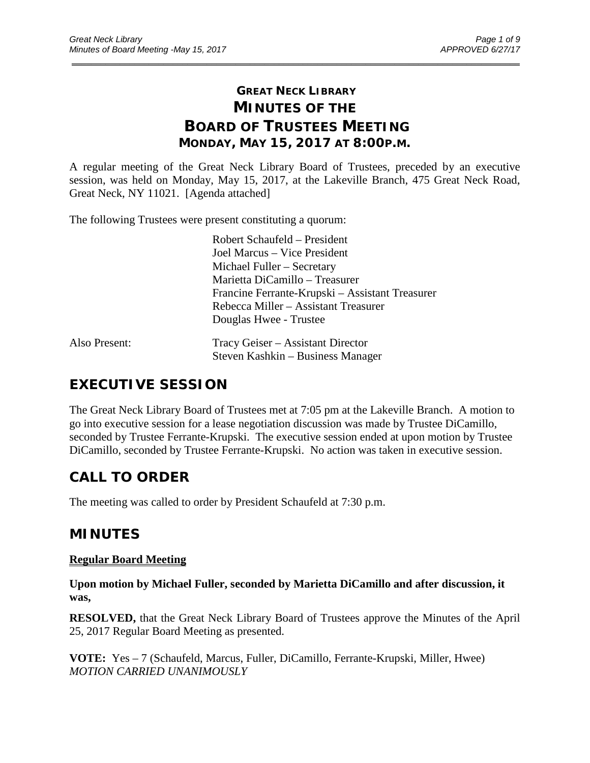# GREAT NECK LIBRARY
# MINUTES OF THE BOARD OF TRUSTEES MEETING
## MONDAY, MAY 15, 2017 AT 8:00P.M.

A regular meeting of the Great Neck Library Board of Trustees, preceded by an executive session, was held on Monday, May 15, 2017, at the Lakeville Branch, 475 Great Neck Road, Great Neck, NY 11021. [Agenda attached]

The following Trustees were present constituting a quorum:

Robert Schaufeld – President
Joel Marcus – Vice President
Michael Fuller – Secretary
Marietta DiCamillo – Treasurer
Francine Ferrante-Krupski – Assistant Treasurer
Rebecca Miller – Assistant Treasurer
Douglas Hwee - Trustee

Also Present:
Tracy Geiser – Assistant Director
Steven Kashkin – Business Manager

## EXECUTIVE SESSION

The Great Neck Library Board of Trustees met at 7:05 pm at the Lakeville Branch. A motion to go into executive session for a lease negotiation discussion was made by Trustee DiCamillo, seconded by Trustee Ferrante-Krupski. The executive session ended at upon motion by Trustee DiCamillo, seconded by Trustee Ferrante-Krupski. No action was taken in executive session.

## CALL TO ORDER

The meeting was called to order by President Schaufeld at 7:30 p.m.

## MINUTES

**Regular Board Meeting**

**Upon motion by Michael Fuller, seconded by Marietta DiCamillo and after discussion, it was,**

**RESOLVED,** that the Great Neck Library Board of Trustees approve the Minutes of the April 25, 2017 Regular Board Meeting as presented.

**VOTE:** Yes – 7 (Schaufeld, Marcus, Fuller, DiCamillo, Ferrante-Krupski, Miller, Hwee)
*MOTION CARRIED UNANIMOUSLY*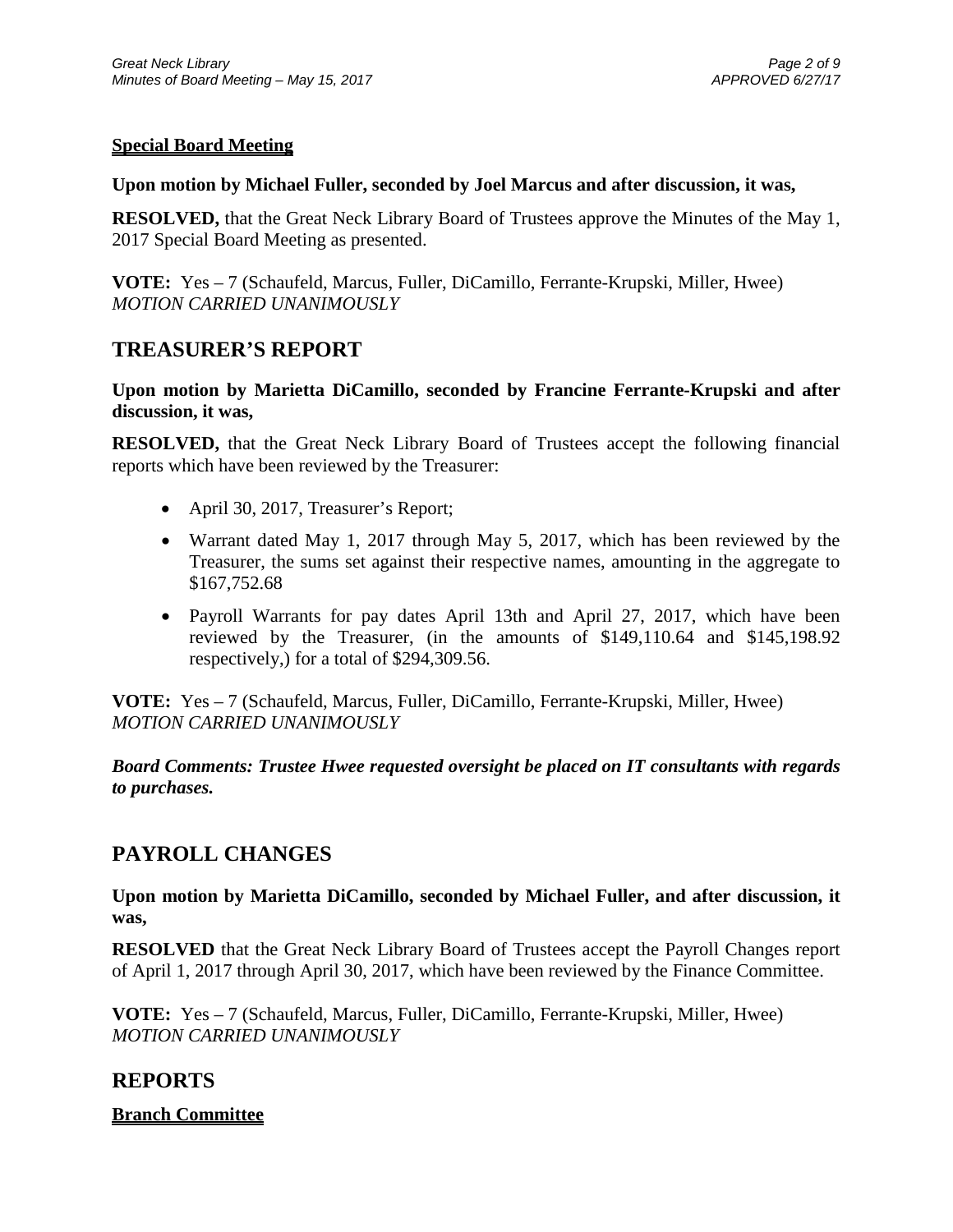**Special Board Meeting**

**Upon motion by Michael Fuller, seconded by Joel Marcus and after discussion, it was,**

**RESOLVED,** that the Great Neck Library Board of Trustees approve the Minutes of the May 1, 2017 Special Board Meeting as presented.

**VOTE:** Yes – 7 (Schaufeld, Marcus, Fuller, DiCamillo, Ferrante-Krupski, Miller, Hwee)
*MOTION CARRIED UNANIMOUSLY*

## TREASURER'S REPORT

**Upon motion by Marietta DiCamillo, seconded by Francine Ferrante-Krupski and after discussion, it was,**

**RESOLVED,** that the Great Neck Library Board of Trustees accept the following financial reports which have been reviewed by the Treasurer:

- April 30, 2017, Treasurer's Report;
- Warrant dated May 1, 2017 through May 5, 2017, which has been reviewed by the Treasurer, the sums set against their respective names, amounting in the aggregate to $167,752.68
- Payroll Warrants for pay dates April 13th and April 27, 2017, which have been reviewed by the Treasurer, (in the amounts of $149,110.64 and $145,198.92 respectively,) for a total of $294,309.56.

**VOTE:** Yes – 7 (Schaufeld, Marcus, Fuller, DiCamillo, Ferrante-Krupski, Miller, Hwee)
*MOTION CARRIED UNANIMOUSLY*

***Board Comments: Trustee Hwee requested oversight be placed on IT consultants with regards to purchases.***

## PAYROLL CHANGES

**Upon motion by Marietta DiCamillo, seconded by Michael Fuller, and after discussion, it was,**

**RESOLVED** that the Great Neck Library Board of Trustees accept the Payroll Changes report of April 1, 2017 through April 30, 2017, which have been reviewed by the Finance Committee.

**VOTE:** Yes – 7 (Schaufeld, Marcus, Fuller, DiCamillo, Ferrante-Krupski, Miller, Hwee)
*MOTION CARRIED UNANIMOUSLY*

## REPORTS

**Branch Committee**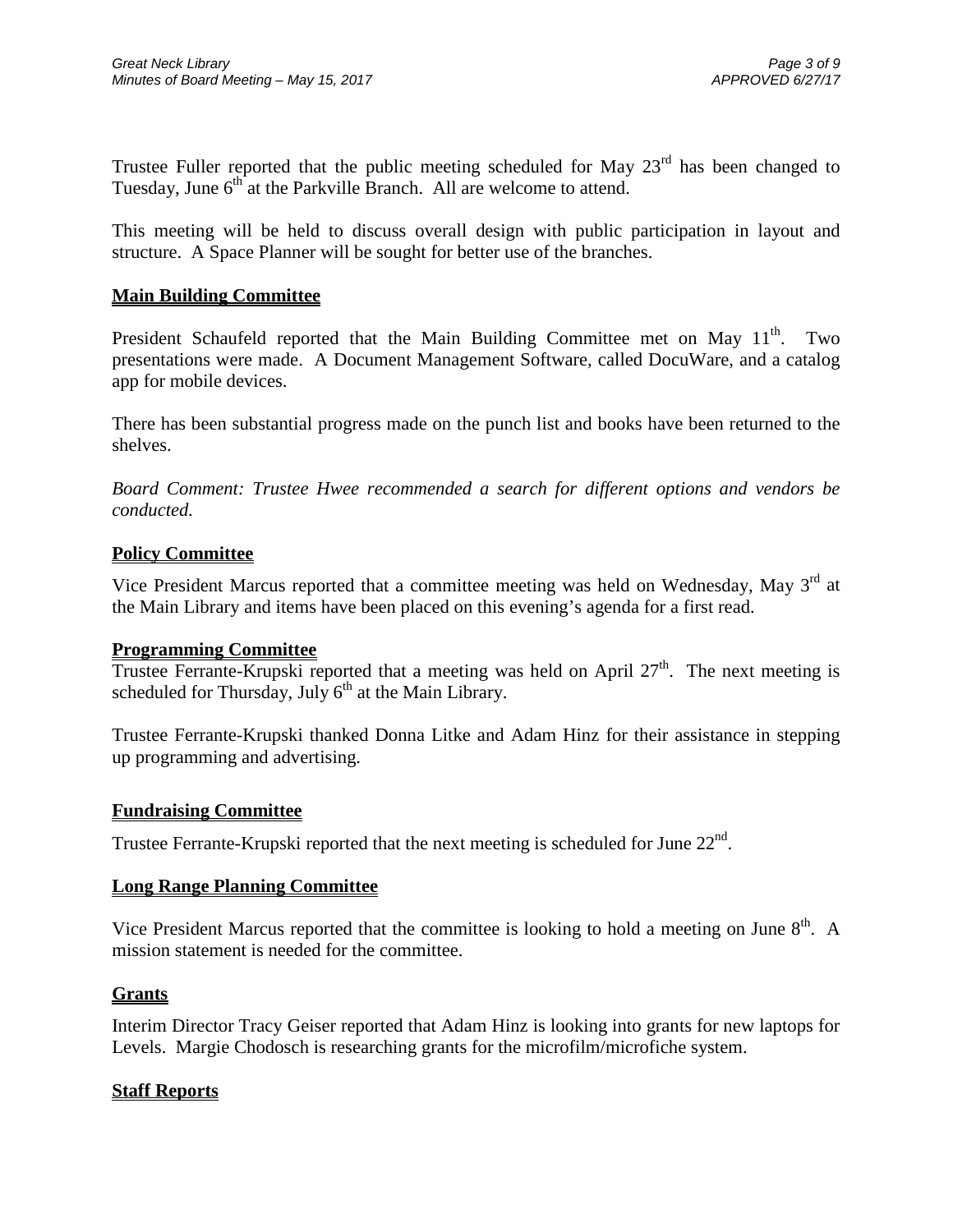Trustee Fuller reported that the public meeting scheduled for May 23rd has been changed to Tuesday, June 6th at the Parkville Branch. All are welcome to attend.

This meeting will be held to discuss overall design with public participation in layout and structure. A Space Planner will be sought for better use of the branches.

## Main Building Committee

President Schaufeld reported that the Main Building Committee met on May 11th. Two presentations were made. A Document Management Software, called DocuWare, and a catalog app for mobile devices.

There has been substantial progress made on the punch list and books have been returned to the shelves.

*Board Comment: Trustee Hwee recommended a search for different options and vendors be conducted.*

## Policy Committee

Vice President Marcus reported that a committee meeting was held on Wednesday, May 3rd at the Main Library and items have been placed on this evening's agenda for a first read.

## Programming Committee

Trustee Ferrante-Krupski reported that a meeting was held on April 27th. The next meeting is scheduled for Thursday, July 6th at the Main Library.

Trustee Ferrante-Krupski thanked Donna Litke and Adam Hinz for their assistance in stepping up programming and advertising.

## Fundraising Committee

Trustee Ferrante-Krupski reported that the next meeting is scheduled for June 22nd.

## Long Range Planning Committee

Vice President Marcus reported that the committee is looking to hold a meeting on June 8th. A mission statement is needed for the committee.

## Grants

Interim Director Tracy Geiser reported that Adam Hinz is looking into grants for new laptops for Levels. Margie Chodosch is researching grants for the microfilm/microfiche system.

## Staff Reports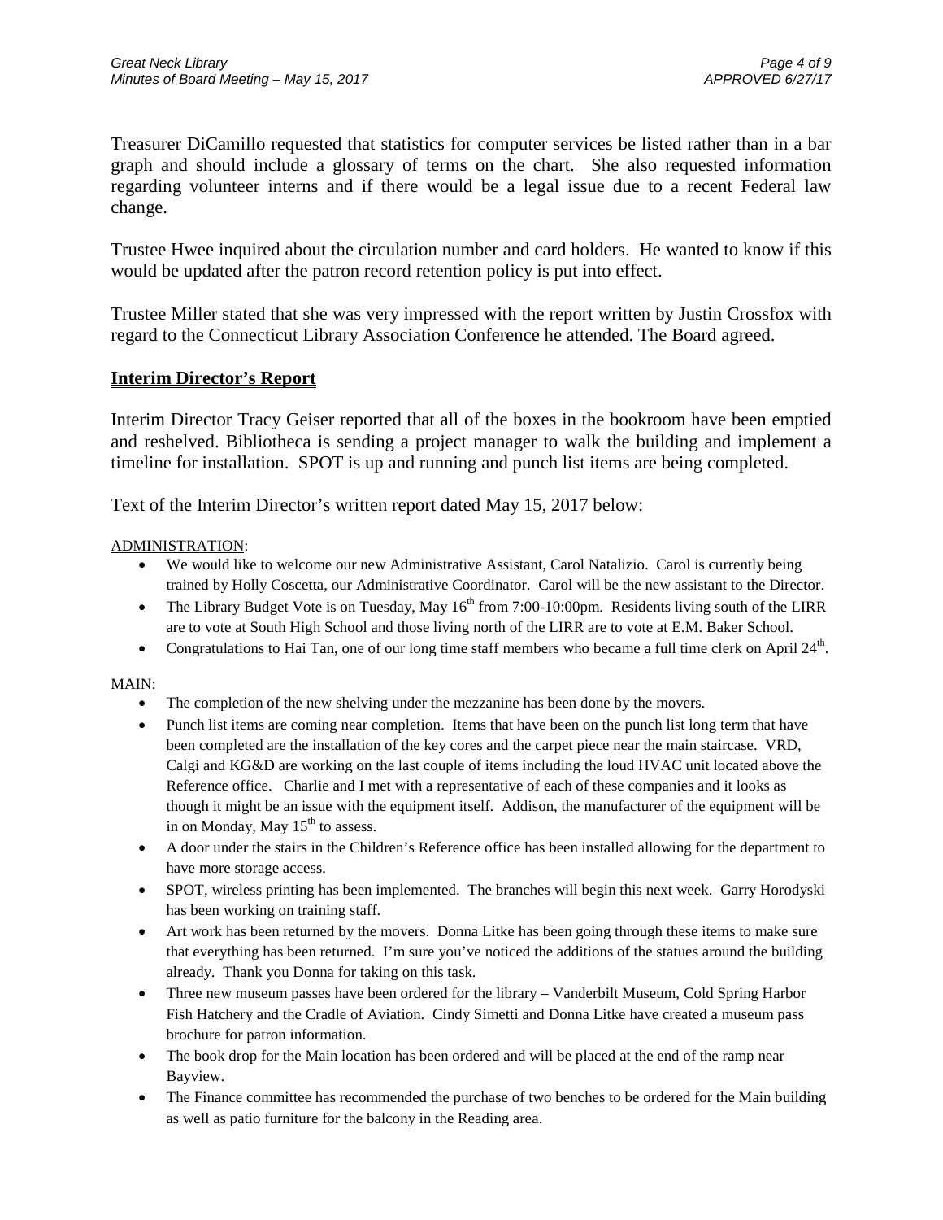Treasurer DiCamillo requested that statistics for computer services be listed rather than in a bar graph and should include a glossary of terms on the chart. She also requested information regarding volunteer interns and if there would be a legal issue due to a recent Federal law change.

Trustee Hwee inquired about the circulation number and card holders. He wanted to know if this would be updated after the patron record retention policy is put into effect.

Trustee Miller stated that she was very impressed with the report written by Justin Crossfox with regard to the Connecticut Library Association Conference he attended. The Board agreed.

## Interim Director's Report

Interim Director Tracy Geiser reported that all of the boxes in the bookroom have been emptied and reshelved. Bibliotheca is sending a project manager to walk the building and implement a timeline for installation. SPOT is up and running and punch list items are being completed.

Text of the Interim Director's written report dated May 15, 2017 below:

ADMINISTRATION:

- We would like to welcome our new Administrative Assistant, Carol Natalizio. Carol is currently being trained by Holly Coscetta, our Administrative Coordinator. Carol will be the new assistant to the Director.
- The Library Budget Vote is on Tuesday, May 16th from 7:00-10:00pm. Residents living south of the LIRR are to vote at South High School and those living north of the LIRR are to vote at E.M. Baker School.
- Congratulations to Hai Tan, one of our long time staff members who became a full time clerk on April 24th.

MAIN:

- The completion of the new shelving under the mezzanine has been done by the movers.
- Punch list items are coming near completion. Items that have been on the punch list long term that have been completed are the installation of the key cores and the carpet piece near the main staircase. VRD, Calgi and KG&D are working on the last couple of items including the loud HVAC unit located above the Reference office. Charlie and I met with a representative of each of these companies and it looks as though it might be an issue with the equipment itself. Addison, the manufacturer of the equipment will be in on Monday, May 15th to assess.
- A door under the stairs in the Children's Reference office has been installed allowing for the department to have more storage access.
- SPOT, wireless printing has been implemented. The branches will begin this next week. Garry Horodyski has been working on training staff.
- Art work has been returned by the movers. Donna Litke has been going through these items to make sure that everything has been returned. I'm sure you've noticed the additions of the statues around the building already. Thank you Donna for taking on this task.
- Three new museum passes have been ordered for the library – Vanderbilt Museum, Cold Spring Harbor Fish Hatchery and the Cradle of Aviation. Cindy Simetti and Donna Litke have created a museum pass brochure for patron information.
- The book drop for the Main location has been ordered and will be placed at the end of the ramp near Bayview.
- The Finance committee has recommended the purchase of two benches to be ordered for the Main building as well as patio furniture for the balcony in the Reading area.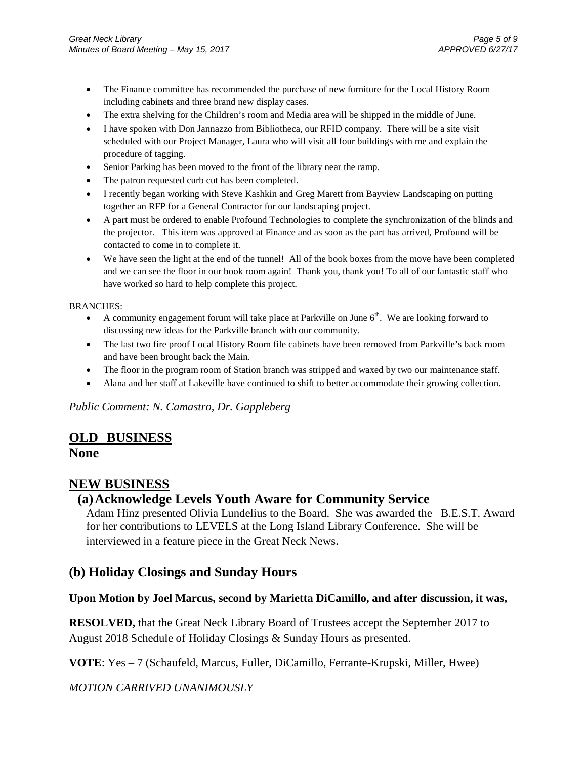- The Finance committee has recommended the purchase of new furniture for the Local History Room including cabinets and three brand new display cases.
- The extra shelving for the Children's room and Media area will be shipped in the middle of June.
- I have spoken with Don Jannazzo from Bibliotheca, our RFID company. There will be a site visit scheduled with our Project Manager, Laura who will visit all four buildings with me and explain the procedure of tagging.
- Senior Parking has been moved to the front of the library near the ramp.
- The patron requested curb cut has been completed.
- I recently began working with Steve Kashkin and Greg Marett from Bayview Landscaping on putting together an RFP for a General Contractor for our landscaping project.
- A part must be ordered to enable Profound Technologies to complete the synchronization of the blinds and the projector. This item was approved at Finance and as soon as the part has arrived, Profound will be contacted to come in to complete it.
- We have seen the light at the end of the tunnel! All of the book boxes from the move have been completed and we can see the floor in our book room again! Thank you, thank you! To all of our fantastic staff who have worked so hard to help complete this project.

BRANCHES:

- A community engagement forum will take place at Parkville on June 6th. We are looking forward to discussing new ideas for the Parkville branch with our community.
- The last two fire proof Local History Room file cabinets have been removed from Parkville's back room and have been brought back the Main.
- The floor in the program room of Station branch was stripped and waxed by two our maintenance staff.
- Alana and her staff at Lakeville have continued to shift to better accommodate their growing collection.

*Public Comment: N. Camastro, Dr. Gappleberg*

## OLD BUSINESS

**None**

## NEW BUSINESS

### (a) Acknowledge Levels Youth Aware for Community Service

Adam Hinz presented Olivia Lundelius to the Board. She was awarded the B.E.S.T. Award for her contributions to LEVELS at the Long Island Library Conference. She will be interviewed in a feature piece in the Great Neck News.

### (b) Holiday Closings and Sunday Hours

**Upon Motion by Joel Marcus, second by Marietta DiCamillo, and after discussion, it was,**

**RESOLVED,** that the Great Neck Library Board of Trustees accept the September 2017 to August 2018 Schedule of Holiday Closings & Sunday Hours as presented.

**VOTE**: Yes – 7 (Schaufeld, Marcus, Fuller, DiCamillo, Ferrante-Krupski, Miller, Hwee)

*MOTION CARRIVED UNANIMOUSLY*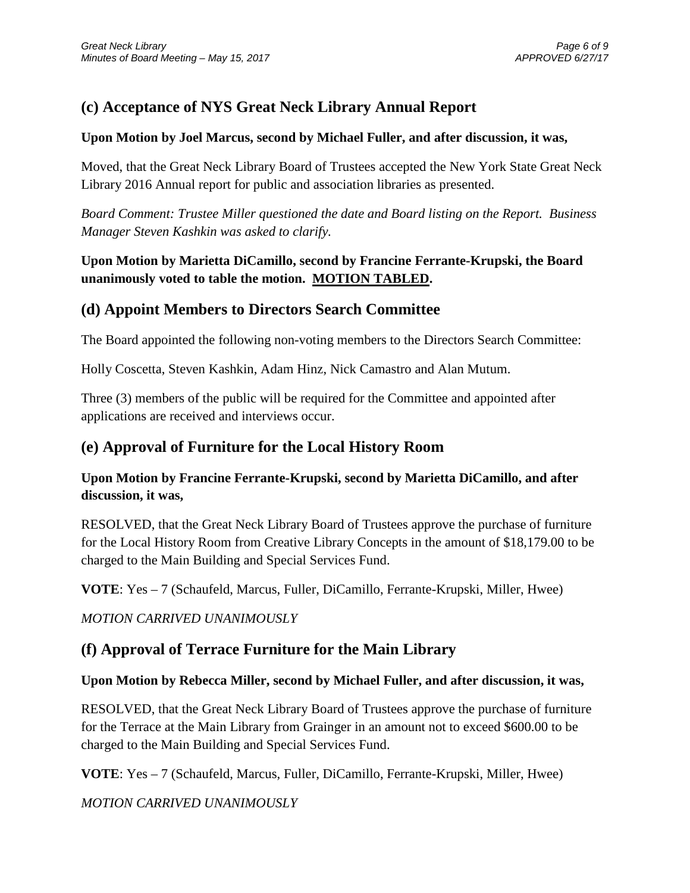## (c) Acceptance of NYS Great Neck Library Annual Report

**Upon Motion by Joel Marcus, second by Michael Fuller, and after discussion, it was,**

Moved, that the Great Neck Library Board of Trustees accepted the New York State Great Neck Library 2016 Annual report for public and association libraries as presented.

*Board Comment: Trustee Miller questioned the date and Board listing on the Report. Business Manager Steven Kashkin was asked to clarify.*

**Upon Motion by Marietta DiCamillo, second by Francine Ferrante-Krupski, the Board unanimously voted to table the motion. <u>MOTION TABLED</u>.**

## (d) Appoint Members to Directors Search Committee

The Board appointed the following non-voting members to the Directors Search Committee:

Holly Coscetta, Steven Kashkin, Adam Hinz, Nick Camastro and Alan Mutum.

Three (3) members of the public will be required for the Committee and appointed after applications are received and interviews occur.

## (e) Approval of Furniture for the Local History Room

**Upon Motion by Francine Ferrante-Krupski, second by Marietta DiCamillo, and after discussion, it was,**

RESOLVED, that the Great Neck Library Board of Trustees approve the purchase of furniture for the Local History Room from Creative Library Concepts in the amount of $18,179.00 to be charged to the Main Building and Special Services Fund.

**VOTE**: Yes – 7 (Schaufeld, Marcus, Fuller, DiCamillo, Ferrante-Krupski, Miller, Hwee)

*MOTION CARRIVED UNANIMOUSLY*

## (f) Approval of Terrace Furniture for the Main Library

**Upon Motion by Rebecca Miller, second by Michael Fuller, and after discussion, it was,**

RESOLVED, that the Great Neck Library Board of Trustees approve the purchase of furniture for the Terrace at the Main Library from Grainger in an amount not to exceed $600.00 to be charged to the Main Building and Special Services Fund.

**VOTE**: Yes – 7 (Schaufeld, Marcus, Fuller, DiCamillo, Ferrante-Krupski, Miller, Hwee)

*MOTION CARRIVED UNANIMOUSLY*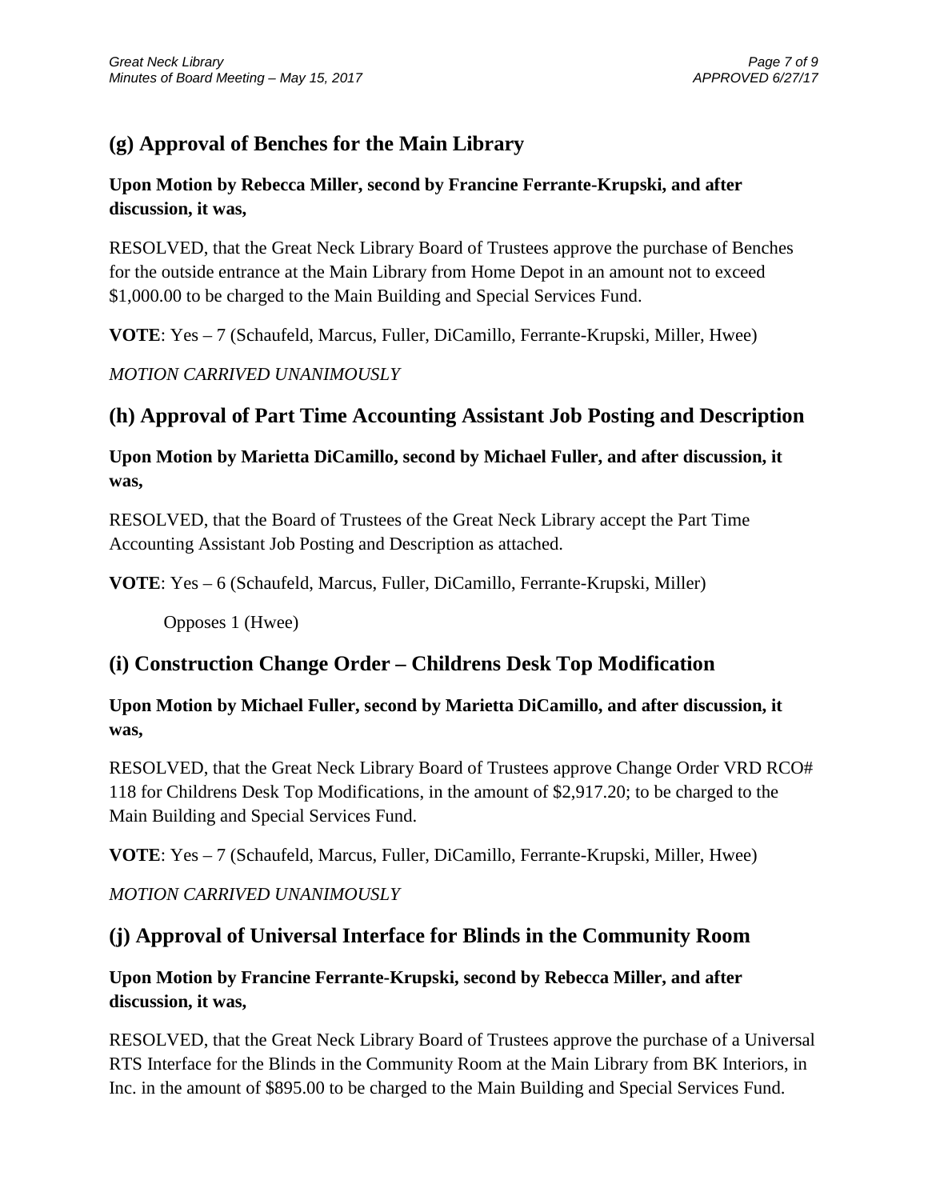## (g) Approval of Benches for the Main Library

**Upon Motion by Rebecca Miller, second by Francine Ferrante-Krupski, and after discussion, it was,**

RESOLVED, that the Great Neck Library Board of Trustees approve the purchase of Benches for the outside entrance at the Main Library from Home Depot in an amount not to exceed $1,000.00 to be charged to the Main Building and Special Services Fund.

**VOTE**: Yes – 7 (Schaufeld, Marcus, Fuller, DiCamillo, Ferrante-Krupski, Miller, Hwee)

*MOTION CARRIVED UNANIMOUSLY*

## (h) Approval of Part Time Accounting Assistant Job Posting and Description

**Upon Motion by Marietta DiCamillo, second by Michael Fuller, and after discussion, it was,**

RESOLVED, that the Board of Trustees of the Great Neck Library accept the Part Time Accounting Assistant Job Posting and Description as attached.

**VOTE**: Yes – 6 (Schaufeld, Marcus, Fuller, DiCamillo, Ferrante-Krupski, Miller)

Opposes 1 (Hwee)

## (i) Construction Change Order – Childrens Desk Top Modification

**Upon Motion by Michael Fuller, second by Marietta DiCamillo, and after discussion, it was,**

RESOLVED, that the Great Neck Library Board of Trustees approve Change Order VRD RCO# 118 for Childrens Desk Top Modifications, in the amount of $2,917.20; to be charged to the Main Building and Special Services Fund.

**VOTE**: Yes – 7 (Schaufeld, Marcus, Fuller, DiCamillo, Ferrante-Krupski, Miller, Hwee)

*MOTION CARRIVED UNANIMOUSLY*

## (j) Approval of Universal Interface for Blinds in the Community Room

**Upon Motion by Francine Ferrante-Krupski, second by Rebecca Miller, and after discussion, it was,**

RESOLVED, that the Great Neck Library Board of Trustees approve the purchase of a Universal RTS Interface for the Blinds in the Community Room at the Main Library from BK Interiors, in Inc. in the amount of $895.00 to be charged to the Main Building and Special Services Fund.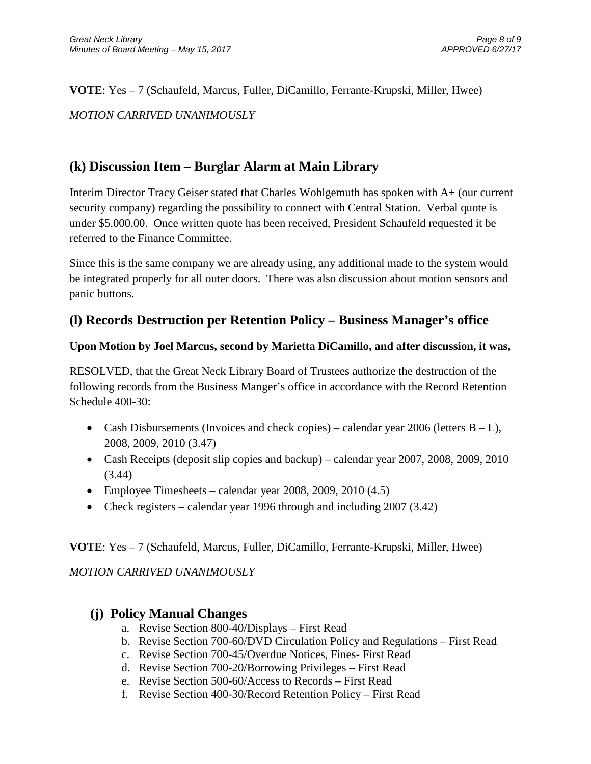**VOTE**: Yes – 7 (Schaufeld, Marcus, Fuller, DiCamillo, Ferrante-Krupski, Miller, Hwee)

*MOTION CARRIVED UNANIMOUSLY*

## (k) Discussion Item – Burglar Alarm at Main Library

Interim Director Tracy Geiser stated that Charles Wohlgemuth has spoken with A+ (our current security company) regarding the possibility to connect with Central Station. Verbal quote is under $5,000.00. Once written quote has been received, President Schaufeld requested it be referred to the Finance Committee.

Since this is the same company we are already using, any additional made to the system would be integrated properly for all outer doors. There was also discussion about motion sensors and panic buttons.

## (l) Records Destruction per Retention Policy – Business Manager's office

**Upon Motion by Joel Marcus, second by Marietta DiCamillo, and after discussion, it was,**

RESOLVED, that the Great Neck Library Board of Trustees authorize the destruction of the following records from the Business Manger's office in accordance with the Record Retention Schedule 400-30:

- Cash Disbursements (Invoices and check copies) – calendar year 2006 (letters B – L), 2008, 2009, 2010 (3.47)
- Cash Receipts (deposit slip copies and backup) – calendar year 2007, 2008, 2009, 2010 (3.44)
- Employee Timesheets – calendar year 2008, 2009, 2010 (4.5)
- Check registers – calendar year 1996 through and including 2007 (3.42)

**VOTE**: Yes – 7 (Schaufeld, Marcus, Fuller, DiCamillo, Ferrante-Krupski, Miller, Hwee)

*MOTION CARRIVED UNANIMOUSLY*

## (j) Policy Manual Changes

a. Revise Section 800-40/Displays – First Read
b. Revise Section 700-60/DVD Circulation Policy and Regulations – First Read
c. Revise Section 700-45/Overdue Notices, Fines- First Read
d. Revise Section 700-20/Borrowing Privileges – First Read
e. Revise Section 500-60/Access to Records – First Read
f. Revise Section 400-30/Record Retention Policy – First Read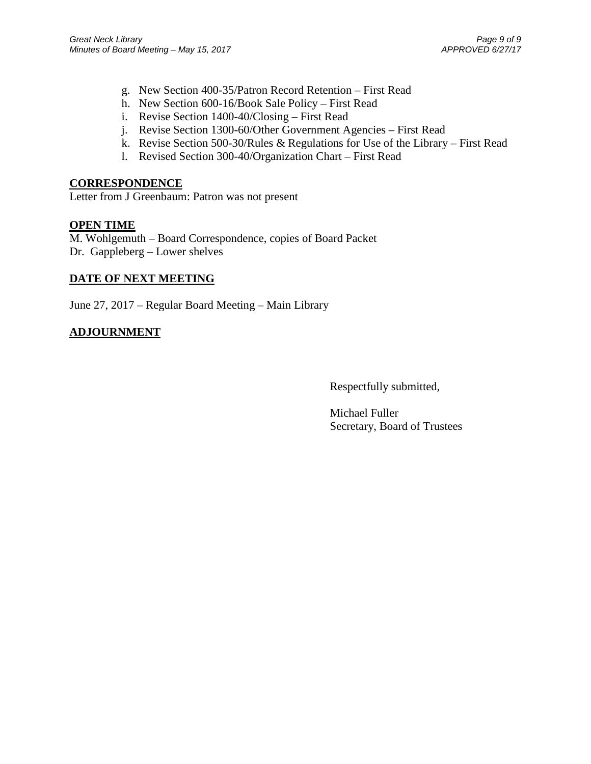g. New Section 400-35/Patron Record Retention – First Read
h. New Section 600-16/Book Sale Policy – First Read
i. Revise Section 1400-40/Closing – First Read
j. Revise Section 1300-60/Other Government Agencies – First Read
k. Revise Section 500-30/Rules & Regulations for Use of the Library – First Read
l. Revised Section 300-40/Organization Chart – First Read

## CORRESPONDENCE

Letter from J Greenbaum: Patron was not present

## OPEN TIME

M. Wohlgemuth – Board Correspondence, copies of Board Packet
Dr. Gappleberg – Lower shelves

## DATE OF NEXT MEETING

June 27, 2017 – Regular Board Meeting – Main Library

## ADJOURNMENT

Respectfully submitted,

Michael Fuller
Secretary, Board of Trustees